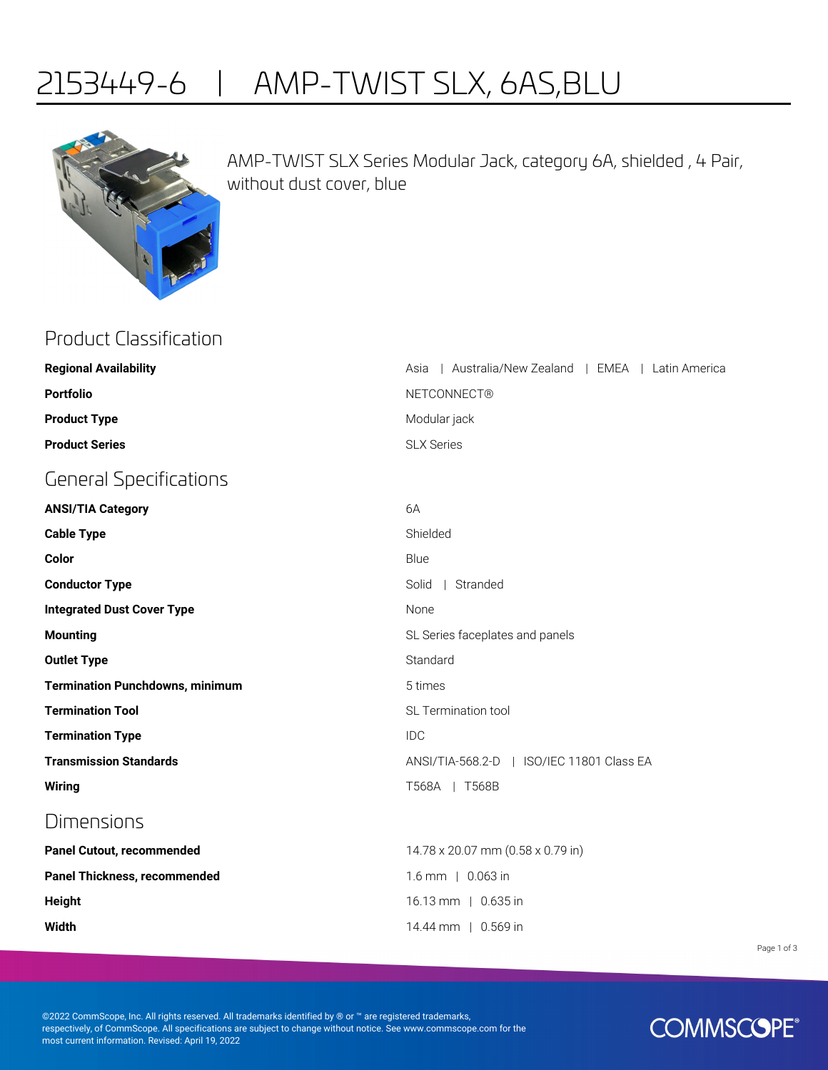# 2153449-6 | AMP-TWIST SLX, 6AS,BLU

AMP-TWIST SLX Series Modular Jack, category 6A, shielded , 4 Pair, without dust cover, blue

## Product Classification

| | |
|---|---|
| **Regional Availability** | Asia \| Australia/New Zealand \| EMEA \| Latin America |
| **Portfolio** | NETCONNECT® |
| **Product Type** | Modular jack |
| **Product Series** | SLX Series |

## General Specifications

| | |
|---|---|
| **ANSI/TIA Category** | 6A |
| **Cable Type** | Shielded |
| **Color** | Blue |
| **Conductor Type** | Solid \| Stranded |
| **Integrated Dust Cover Type** | None |
| **Mounting** | SL Series faceplates and panels |
| **Outlet Type** | Standard |
| **Termination Punchdowns, minimum** | 5 times |
| **Termination Tool** | SL Termination tool |
| **Termination Type** | IDC |
| **Transmission Standards** | ANSI/TIA-568.2-D \| ISO/IEC 11801 Class EA |
| **Wiring** | T568A \| T568B |

## Dimensions

| | |
|---|---|
| **Panel Cutout, recommended** | 14.78 x 20.07 mm (0.58 x 0.79 in) |
| **Panel Thickness, recommended** | 1.6 mm \| 0.063 in |
| **Height** | 16.13 mm \| 0.635 in |
| **Width** | 14.44 mm \| 0.569 in |

©2022 CommScope, Inc. All rights reserved. All trademarks identified by ® or ™ are registered trademarks, respectively, of CommScope. All specifications are subject to change without notice. See www.commscope.com for the most current information. Revised: April 19, 2022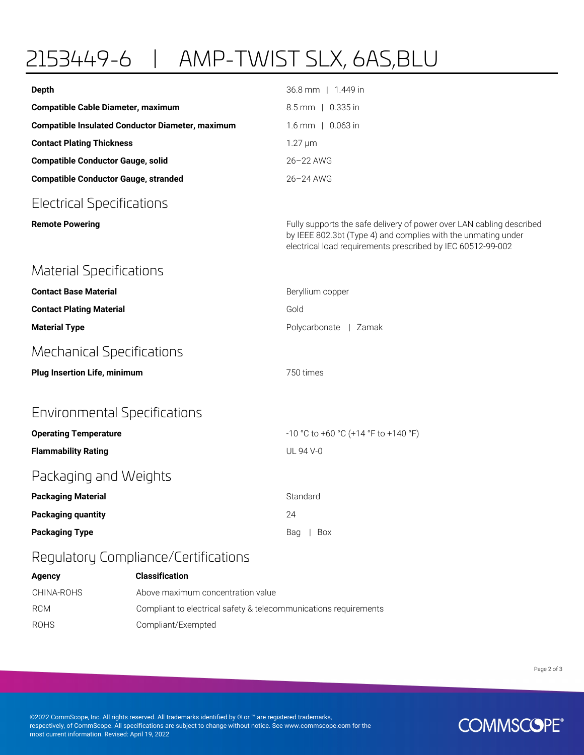# 2153449-6 | AMP-TWIST SLX, 6AS,BLU

| | |
|---|---|
| **Depth** | 36.8 mm \| 1.449 in |
| **Compatible Cable Diameter, maximum** | 8.5 mm \| 0.335 in |
| **Compatible Insulated Conductor Diameter, maximum** | 1.6 mm \| 0.063 in |
| **Contact Plating Thickness** | 1.27 µm |
| **Compatible Conductor Gauge, solid** | 26–22 AWG |
| **Compatible Conductor Gauge, stranded** | 26–24 AWG |

## Electrical Specifications

| | |
|---|---|
| **Remote Powering** | Fully supports the safe delivery of power over LAN cabling described by IEEE 802.3bt (Type 4) and complies with the unmating under electrical load requirements prescribed by IEC 60512-99-002 |

## Material Specifications

| | |
|---|---|
| **Contact Base Material** | Beryllium copper |
| **Contact Plating Material** | Gold |
| **Material Type** | Polycarbonate \| Zamak |

## Mechanical Specifications

| | |
|---|---|
| **Plug Insertion Life, minimum** | 750 times |

## Environmental Specifications

| | |
|---|---|
| **Operating Temperature** | -10 °C to +60 °C (+14 °F to +140 °F) |
| **Flammability Rating** | UL 94 V-0 |

## Packaging and Weights

| | |
|---|---|
| **Packaging Material** | Standard |
| **Packaging quantity** | 24 |
| **Packaging Type** | Bag \| Box |

## Regulatory Compliance/Certifications

| **Agency** | **Classification** |
|---|---|
| CHINA-ROHS | Above maximum concentration value |
| RCM | Compliant to electrical safety & telecommunications requirements |
| ROHS | Compliant/Exempted |

©2022 CommScope, Inc. All rights reserved. All trademarks identified by ® or ™ are registered trademarks, respectively, of CommScope. All specifications are subject to change without notice. See www.commscope.com for the most current information. Revised: April 19, 2022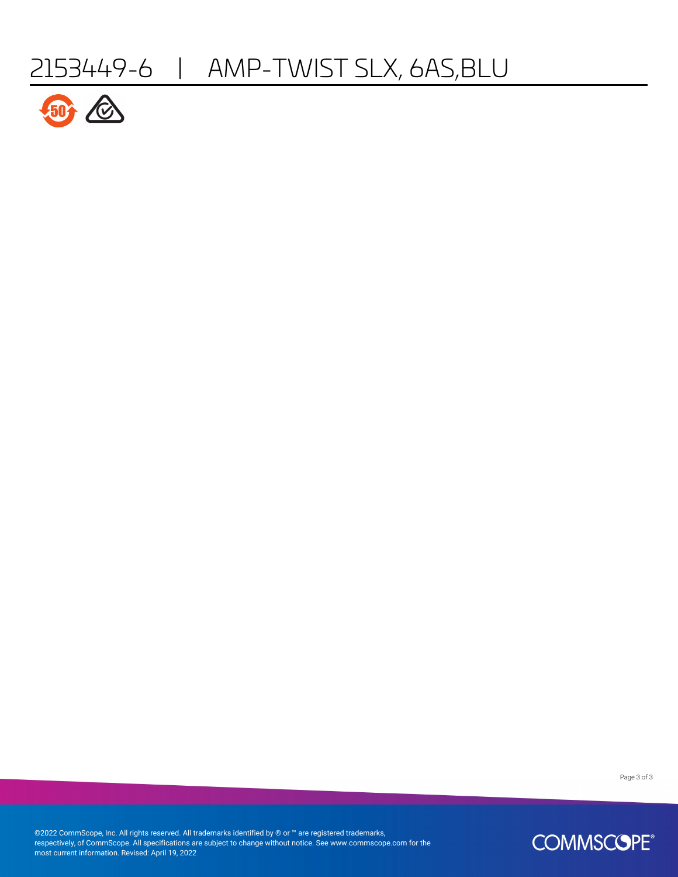# 2153449-6 | AMP-TWIST SLX, 6AS,BLU

©2022 CommScope, Inc. All rights reserved. All trademarks identified by ® or ™ are registered trademarks, respectively, of CommScope. All specifications are subject to change without notice. See www.commscope.com for the most current information. Revised: April 19, 2022